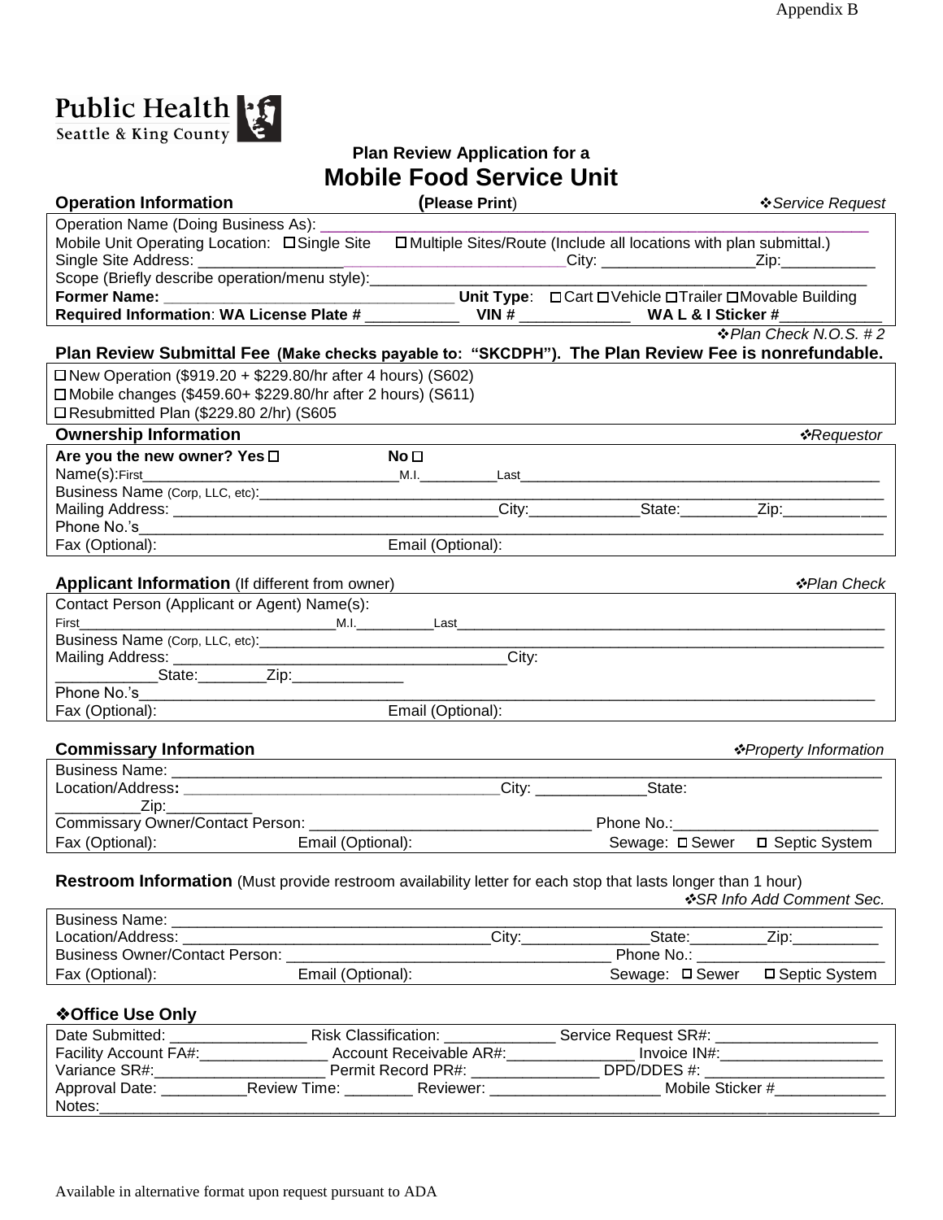Appendix B

Public Health
Seattle & King County

## Plan Review Application for a
# Mobile Food Service Unit

**Operation Information** **(Please Print)** ❖*Service Request*

Operation Name (Doing Business As): ______________________________

Mobile Unit Operating Location: ☐ Single Site ☐ Multiple Sites/Route (Include all locations with plan submittal.)

Single Site Address: __________________________ City: __________________ Zip: ___________

Scope (Briefly describe operation/menu style): ______________________________

**Former Name:** ______________________ **Unit Type**: ☐ Cart ☐ Vehicle ☐ Trailer ☐ Movable Building

**Required Information**: **WA License Plate #** ___________ **VIN #** _____________ **WA L & I Sticker #** ____________

❖*Plan Check N.O.S. # 2*

**Plan Review Submittal Fee (Make checks payable to: "SKCDPH"). The Plan Review Fee is nonrefundable.**

☐ New Operation ($919.20 + $229.80/hr after 4 hours) (S602)
☐ Mobile changes ($459.60+ $229.80/hr after 2 hours) (S611)
☐ Resubmitted Plan ($229.80 2/hr) (S605

**Ownership Information** ❖*Requestor*

**Are you the new owner? Yes** ☐ **No** ☐

Name(s): First_______________________ M.I.__________ Last_______________________

Business Name (Corp, LLC, etc): ______________________________

Mailing Address: ______________________ City: ____________ State: _________ Zip: ____________

Phone No.'s ______________________________

Fax (Optional): Email (Optional):

**Applicant Information** (If different from owner) ❖*Plan Check*

Contact Person (Applicant or Agent) Name(s):

First_______________________ M.I.__________ Last_______________________

Business Name (Corp, LLC, etc): ______________________________

Mailing Address: ______________________ City:

____________ State: ________ Zip: _____________

Phone No.'s ______________________________

Fax (Optional): Email (Optional):

**Commissary Information** ❖*Property Information*

Business Name: ______________________________

Location/Address: ______________________ City: ____________ State:

__________ Zip: __________

Commissary Owner/Contact Person: ______________________ Phone No.: ______________________

Fax (Optional): Email (Optional): Sewage: ☐ Sewer ☐ Septic System

**Restroom Information** (Must provide restroom availability letter for each stop that lasts longer than 1 hour)

❖*SR Info Add Comment Sec.*

Business Name: ______________________________

Location/Address: ______________________ City: _______________ State: _________ Zip: __________

Business Owner/Contact Person: ______________________ Phone No.: ______________________

Fax (Optional): Email (Optional): Sewage: ☐ Sewer ☐ Septic System

### ❖Office Use Only

Date Submitted: ________________ Risk Classification: _____________ Service Request SR#: ___________________

Facility Account FA#: _______________ Account Receivable AR#: _______________ Invoice IN#: ___________________

Variance SR#: ____________________ Permit Record PR#: _______________ DPD/DDES #: ______________________

Approval Date: __________ Review Time: ________ Reviewer: ____________________ Mobile Sticker # _____________

Notes: ______________________________

Available in alternative format upon request pursuant to ADA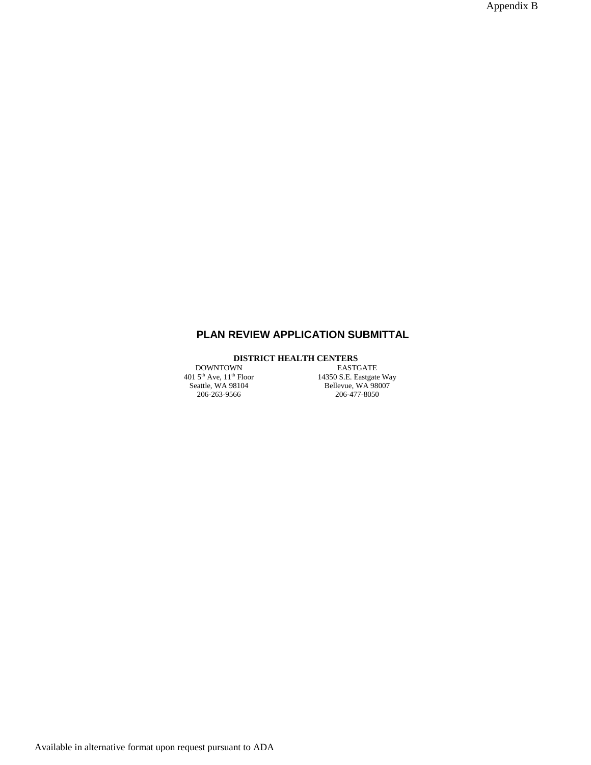Appendix B

# PLAN REVIEW APPLICATION SUBMITTAL

**DISTRICT HEALTH CENTERS**

| | |
|---|---|
| DOWNTOWN | EASTGATE |
| 401 5th Ave, 11th Floor | 14350 S.E. Eastgate Way |
| Seattle, WA 98104 | Bellevue, WA 98007 |
| 206-263-9566 | 206-477-8050 |

Available in alternative format upon request pursuant to ADA